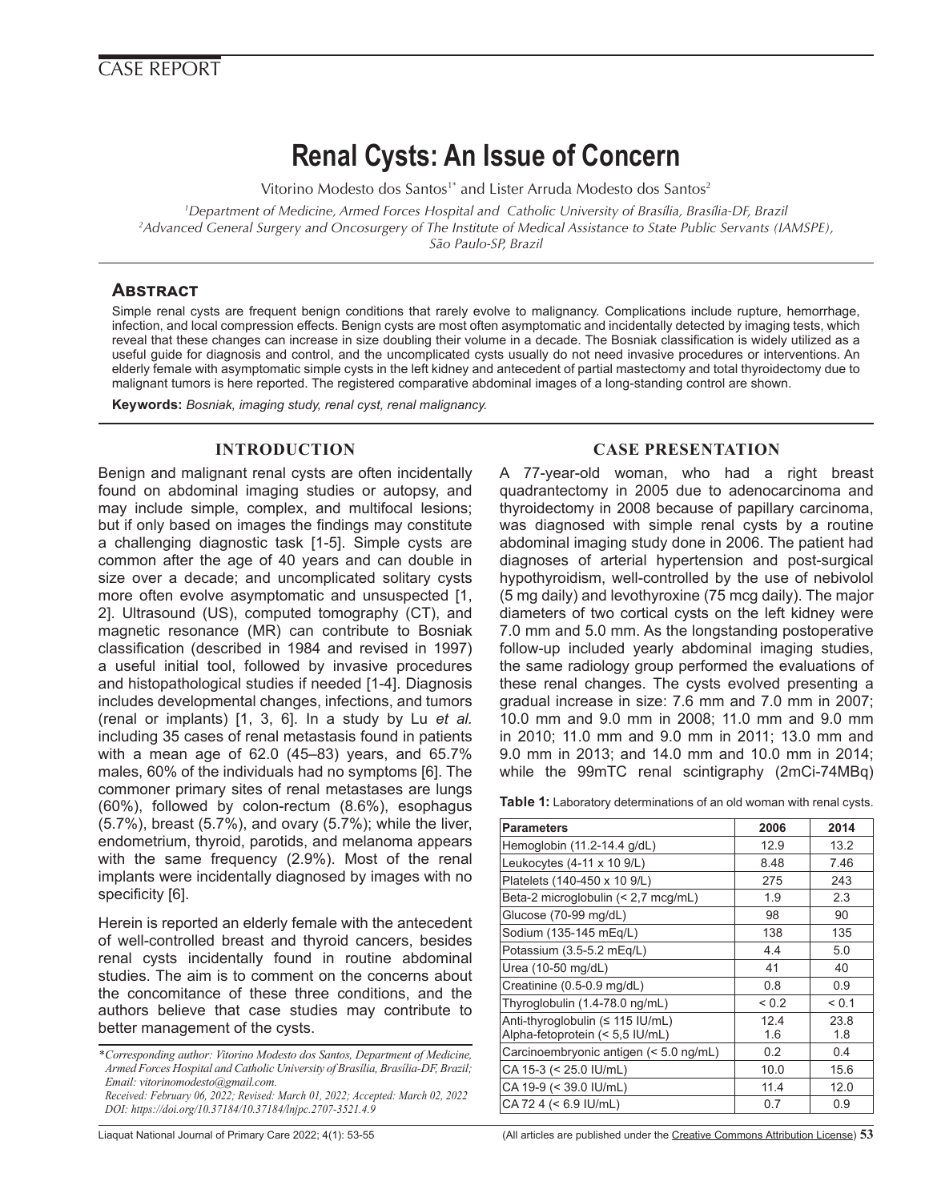CASE REPORT

# Renal Cysts: An Issue of Concern

Vitorino Modesto dos Santos[1*] and Lister Arruda Modesto dos Santos[2]

[1]*Department of Medicine, Armed Forces Hospital and Catholic University of Brasília, Brasília-DF, Brazil*
[2]*Advanced General Surgery and Oncosurgery of The Institute of Medical Assistance to State Public Servants (IAMSPE), São Paulo-SP, Brazil*

## Abstract

Simple renal cysts are frequent benign conditions that rarely evolve to malignancy. Complications include rupture, hemorrhage, infection, and local compression effects. Benign cysts are most often asymptomatic and incidentally detected by imaging tests, which reveal that these changes can increase in size doubling their volume in a decade. The Bosniak classification is widely utilized as a useful guide for diagnosis and control, and the uncomplicated cysts usually do not need invasive procedures or interventions. An elderly female with asymptomatic simple cysts in the left kidney and antecedent of partial mastectomy and total thyroidectomy due to malignant tumors is here reported. The registered comparative abdominal images of a long-standing control are shown.

**Keywords:** *Bosniak, imaging study, renal cyst, renal malignancy.*

## INTRODUCTION

Benign and malignant renal cysts are often incidentally found on abdominal imaging studies or autopsy, and may include simple, complex, and multifocal lesions; but if only based on images the findings may constitute a challenging diagnostic task [1-5]. Simple cysts are common after the age of 40 years and can double in size over a decade; and uncomplicated solitary cysts more often evolve asymptomatic and unsuspected [1, 2]. Ultrasound (US), computed tomography (CT), and magnetic resonance (MR) can contribute to Bosniak classification (described in 1984 and revised in 1997) a useful initial tool, followed by invasive procedures and histopathological studies if needed [1-4]. Diagnosis includes developmental changes, infections, and tumors (renal or implants) [1, 3, 6]. In a study by Lu *et al.* including 35 cases of renal metastasis found in patients with a mean age of 62.0 (45–83) years, and 65.7% males, 60% of the individuals had no symptoms [6]. The commoner primary sites of renal metastases are lungs (60%), followed by colon-rectum (8.6%), esophagus (5.7%), breast (5.7%), and ovary (5.7%); while the liver, endometrium, thyroid, parotids, and melanoma appears with the same frequency (2.9%). Most of the renal implants were incidentally diagnosed by images with no specificity [6].

Herein is reported an elderly female with the antecedent of well-controlled breast and thyroid cancers, besides renal cysts incidentally found in routine abdominal studies. The aim is to comment on the concerns about the concomitance of these three conditions, and the authors believe that case studies may contribute to better management of the cysts.

*\*Corresponding author: Vitorino Modesto dos Santos, Department of Medicine, Armed Forces Hospital and Catholic University of Brasília, Brasília-DF, Brazil; Email: vitorinomodesto@gmail.com.*
*Received: February 06, 2022; Revised: March 01, 2022; Accepted: March 02, 2022*
*DOI: https://doi.org/10.37184/10.37184/lnjpc.2707-3521.4.9*

## CASE PRESENTATION

A 77-year-old woman, who had a right breast quadrantectomy in 2005 due to adenocarcinoma and thyroidectomy in 2008 because of papillary carcinoma, was diagnosed with simple renal cysts by a routine abdominal imaging study done in 2006. The patient had diagnoses of arterial hypertension and post-surgical hypothyroidism, well-controlled by the use of nebivolol (5 mg daily) and levothyroxine (75 mcg daily). The major diameters of two cortical cysts on the left kidney were 7.0 mm and 5.0 mm. As the longstanding postoperative follow-up included yearly abdominal imaging studies, the same radiology group performed the evaluations of these renal changes. The cysts evolved presenting a gradual increase in size: 7.6 mm and 7.0 mm in 2007; 10.0 mm and 9.0 mm in 2008; 11.0 mm and 9.0 mm in 2010; 11.0 mm and 9.0 mm in 2011; 13.0 mm and 9.0 mm in 2013; and 14.0 mm and 10.0 mm in 2014; while the 99mTC renal scintigraphy (2mCi-74MBq)

**Table 1:** Laboratory determinations of an old woman with renal cysts.

| Parameters | 2006 | 2014 |
|---|---|---|
| Hemoglobin (11.2-14.4 g/dL) | 12.9 | 13.2 |
| Leukocytes (4-11 x 10 9/L) | 8.48 | 7.46 |
| Platelets (140-450 x 10 9/L) | 275 | 243 |
| Beta-2 microglobulin (< 2,7 mcg/mL) | 1.9 | 2.3 |
| Glucose (70-99 mg/dL) | 98 | 90 |
| Sodium (135-145 mEq/L) | 138 | 135 |
| Potassium (3.5-5.2 mEq/L) | 4.4 | 5.0 |
| Urea (10-50 mg/dL) | 41 | 40 |
| Creatinine (0.5-0.9 mg/dL) | 0.8 | 0.9 |
| Thyroglobulin (1.4-78.0 ng/mL) | < 0.2 | < 0.1 |
| Anti-thyroglobulin (≤ 115 IU/mL) | 12.4 | 23.8 |
| Alpha-fetoprotein (< 5,5 IU/mL) | 1.6 | 1.8 |
| Carcinoembryonic antigen (< 5.0 ng/mL) | 0.2 | 0.4 |
| CA 15-3 (< 25.0 IU/mL) | 10.0 | 15.6 |
| CA 19-9 (< 39.0 IU/mL) | 11.4 | 12.0 |
| CA 72 4 (< 6.9 IU/mL) | 0.7 | 0.9 |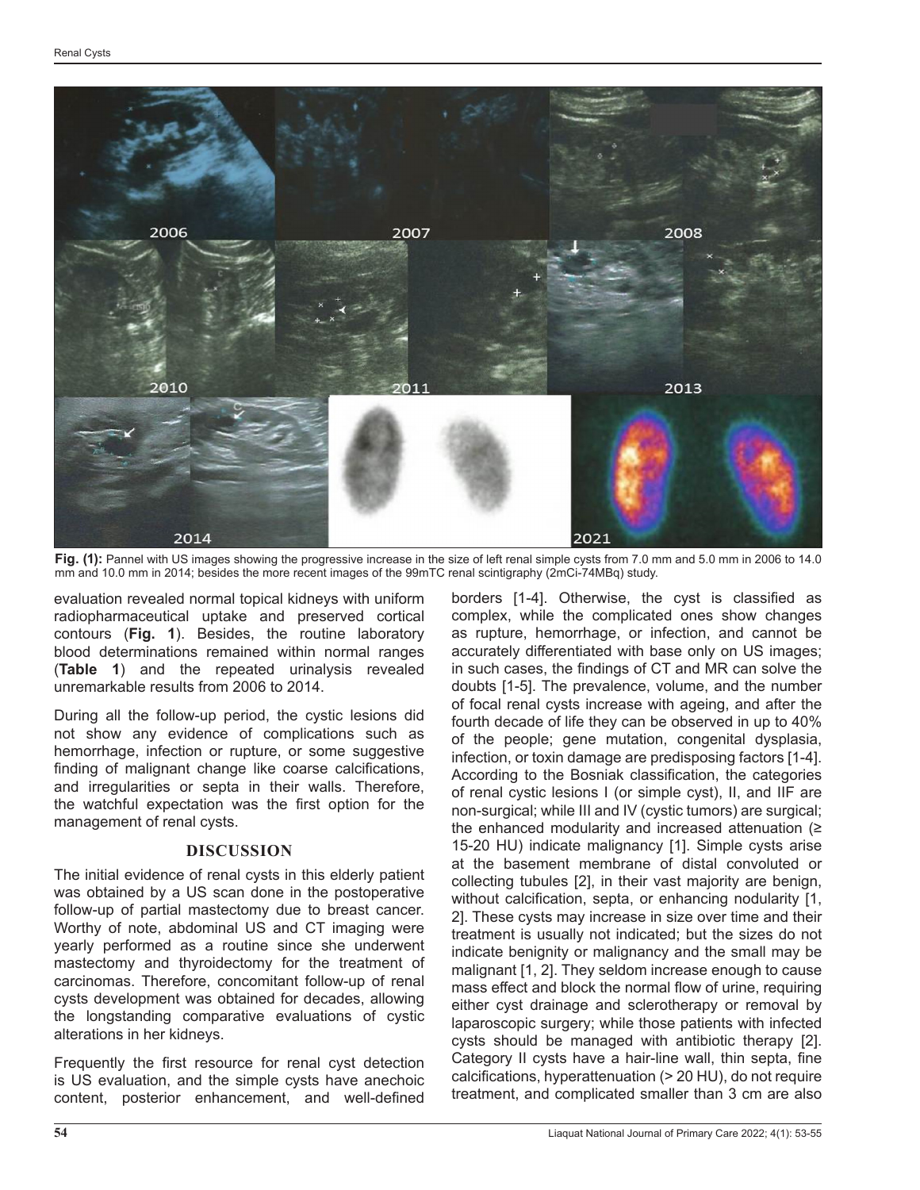Fig. (1): Pannel with US images showing the progressive increase in the size of left renal simple cysts from 7.0 mm and 5.0 mm in 2006 to 14.0 mm and 10.0 mm in 2014; besides the more recent images of the 99mTC renal scintigraphy (2mCi-74MBq) study.

evaluation revealed normal topical kidneys with uniform radiopharmaceutical uptake and preserved cortical contours (**Fig. 1**). Besides, the routine laboratory blood determinations remained within normal ranges (**Table 1**) and the repeated urinalysis revealed unremarkable results from 2006 to 2014.

During all the follow-up period, the cystic lesions did not show any evidence of complications such as hemorrhage, infection or rupture, or some suggestive finding of malignant change like coarse calcifications, and irregularities or septa in their walls. Therefore, the watchful expectation was the first option for the management of renal cysts.

## DISCUSSION

The initial evidence of renal cysts in this elderly patient was obtained by a US scan done in the postoperative follow-up of partial mastectomy due to breast cancer. Worthy of note, abdominal US and CT imaging were yearly performed as a routine since she underwent mastectomy and thyroidectomy for the treatment of carcinomas. Therefore, concomitant follow-up of renal cysts development was obtained for decades, allowing the longstanding comparative evaluations of cystic alterations in her kidneys.

Frequently the first resource for renal cyst detection is US evaluation, and the simple cysts have anechoic content, posterior enhancement, and well-defined borders [1-4]. Otherwise, the cyst is classified as complex, while the complicated ones show changes as rupture, hemorrhage, or infection, and cannot be accurately differentiated with base only on US images; in such cases, the findings of CT and MR can solve the doubts [1-5]. The prevalence, volume, and the number of focal renal cysts increase with ageing, and after the fourth decade of life they can be observed in up to 40% of the people; gene mutation, congenital dysplasia, infection, or toxin damage are predisposing factors [1-4]. According to the Bosniak classification, the categories of renal cystic lesions I (or simple cyst), II, and IIF are non-surgical; while III and IV (cystic tumors) are surgical; the enhanced modularity and increased attenuation (≥ 15-20 HU) indicate malignancy [1]. Simple cysts arise at the basement membrane of distal convoluted or collecting tubules [2], in their vast majority are benign, without calcification, septa, or enhancing nodularity [1, 2]. These cysts may increase in size over time and their treatment is usually not indicated; but the sizes do not indicate benignity or malignancy and the small may be malignant [1, 2]. They seldom increase enough to cause mass effect and block the normal flow of urine, requiring either cyst drainage and sclerotherapy or removal by laparoscopic surgery; while those patients with infected cysts should be managed with antibiotic therapy [2]. Category II cysts have a hair-line wall, thin septa, fine calcifications, hyperattenuation (> 20 HU), do not require treatment, and complicated smaller than 3 cm are also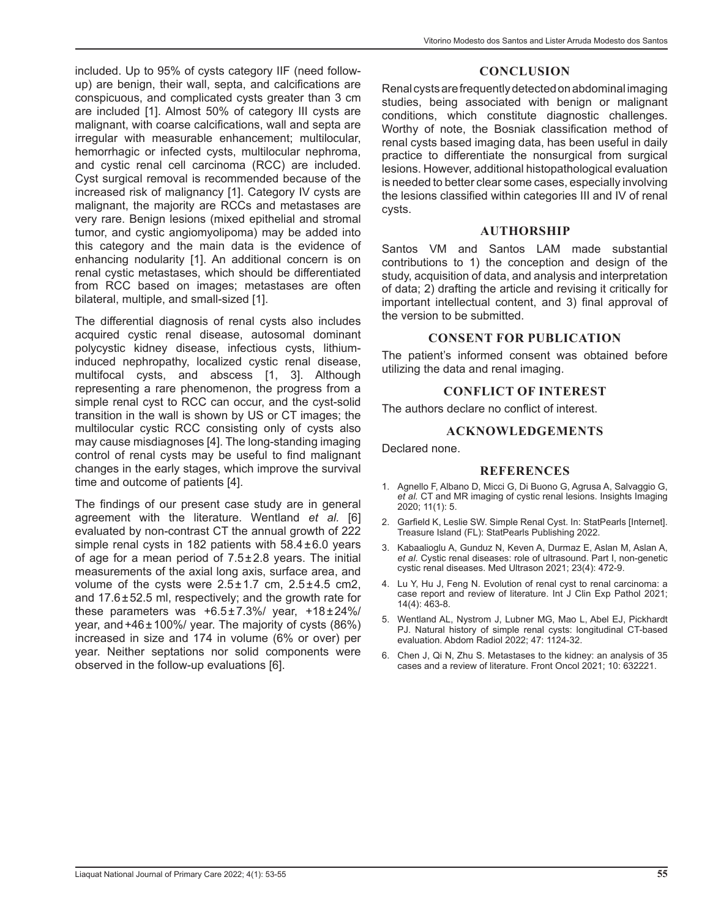included. Up to 95% of cysts category IIF (need follow-up) are benign, their wall, septa, and calcifications are conspicuous, and complicated cysts greater than 3 cm are included [1]. Almost 50% of category III cysts are malignant, with coarse calcifications, wall and septa are irregular with measurable enhancement; multilocular, hemorrhagic or infected cysts, multilocular nephroma, and cystic renal cell carcinoma (RCC) are included. Cyst surgical removal is recommended because of the increased risk of malignancy [1]. Category IV cysts are malignant, the majority are RCCs and metastases are very rare. Benign lesions (mixed epithelial and stromal tumor, and cystic angiomyolipoma) may be added into this category and the main data is the evidence of enhancing nodularity [1]. An additional concern is on renal cystic metastases, which should be differentiated from RCC based on images; metastases are often bilateral, multiple, and small-sized [1].

The differential diagnosis of renal cysts also includes acquired cystic renal disease, autosomal dominant polycystic kidney disease, infectious cysts, lithium-induced nephropathy, localized cystic renal disease, multifocal cysts, and abscess [1, 3]. Although representing a rare phenomenon, the progress from a simple renal cyst to RCC can occur, and the cyst-solid transition in the wall is shown by US or CT images; the multilocular cystic RCC consisting only of cysts also may cause misdiagnoses [4]. The long-standing imaging control of renal cysts may be useful to find malignant changes in the early stages, which improve the survival time and outcome of patients [4].

The findings of our present case study are in general agreement with the literature. Wentland *et al.* [6] evaluated by non-contrast CT the annual growth of 222 simple renal cysts in 182 patients with $58.4 \pm 6.0$ years of age for a mean period of $7.5 \pm 2.8$ years. The initial measurements of the axial long axis, surface area, and volume of the cysts were $2.5 \pm 1.7$ cm, $2.5 \pm 4.5$ cm2, and $17.6 \pm 52.5$ ml, respectively; and the growth rate for these parameters was $+6.5 \pm 7.3$%/ year, $+18 \pm 24$%/ year, and $+46 \pm 100$%/ year. The majority of cysts (86%) increased in size and 174 in volume (6% or over) per year. Neither septations nor solid components were observed in the follow-up evaluations [6].

## CONCLUSION

Renal cysts are frequently detected on abdominal imaging studies, being associated with benign or malignant conditions, which constitute diagnostic challenges. Worthy of note, the Bosniak classification method of renal cysts based imaging data, has been useful in daily practice to differentiate the nonsurgical from surgical lesions. However, additional histopathological evaluation is needed to better clear some cases, especially involving the lesions classified within categories III and IV of renal cysts.

## AUTHORSHIP

Santos VM and Santos LAM made substantial contributions to 1) the conception and design of the study, acquisition of data, and analysis and interpretation of data; 2) drafting the article and revising it critically for important intellectual content, and 3) final approval of the version to be submitted.

## CONSENT FOR PUBLICATION

The patient's informed consent was obtained before utilizing the data and renal imaging.

## CONFLICT OF INTEREST

The authors declare no conflict of interest.

## ACKNOWLEDGEMENTS

Declared none.

## REFERENCES

1. Agnello F, Albano D, Micci G, Di Buono G, Agrusa A, Salvaggio G, *et al.* CT and MR imaging of cystic renal lesions. Insights Imaging 2020; 11(1): 5.
2. Garfield K, Leslie SW. Simple Renal Cyst. In: StatPearls [Internet]. Treasure Island (FL): StatPearls Publishing 2022.
3. Kabaalioglu A, Gunduz N, Keven A, Durmaz E, Aslan M, Aslan A, *et al.* Cystic renal diseases: role of ultrasound. Part I, non-genetic cystic renal diseases. Med Ultrason 2021; 23(4): 472-9.
4. Lu Y, Hu J, Feng N. Evolution of renal cyst to renal carcinoma: a case report and review of literature. Int J Clin Exp Pathol 2021; 14(4): 463-8.
5. Wentland AL, Nystrom J, Lubner MG, Mao L, Abel EJ, Pickhardt PJ. Natural history of simple renal cysts: longitudinal CT-based evaluation. Abdom Radiol 2022; 47: 1124-32.
6. Chen J, Qi N, Zhu S. Metastases to the kidney: an analysis of 35 cases and a review of literature. Front Oncol 2021; 10: 632221.